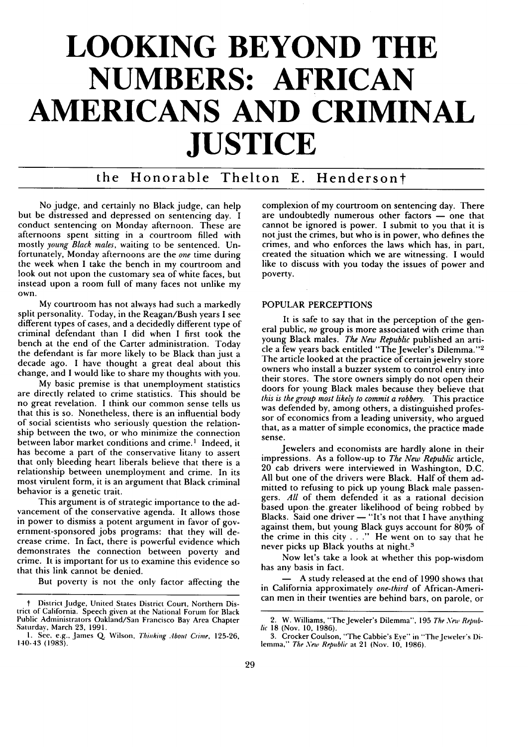# LOOKING BEYOND THE NUMBERS: AFRICAN AMERICANS AND CRIMINAL JUSTICE

## the Honorable Thelton E. Henderson†

No judge, and certainly no Black judge, can help but be distressed and depressed on sentencing day. I conduct sentencing on Monday afternoon. These are afternoons spent sitting in a courtroom filled with mostly *young Black males*, waiting to be sentenced. Unfortunately, Monday afternoons are the *one* time during the week when I take the bench in my courtroom and look out not upon the customary sea of white faces, but instead upon a room full of many faces not unlike my own.

My courtroom has not always had such a markedly split personality. Today, in the Reagan/Bush years I see different types of cases, and a decidedly different type of criminal defendant than I did when I first took the bench at the end of the Carter administration. Today the defendant is far more likely to be Black than just a decade ago. I have thought a great deal about this change, and I would like to share my thoughts with you.

My basic premise is that unemployment statistics are directly related to crime statistics. This should be no great revelation. I think our common sense tells us that this is so. Nonetheless, there is an influential body of social scientists who seriously question the relationship between the two, or who minimize the connection between labor market conditions and crime.[1] Indeed, it has become a part of the conservative litany to assert that only bleeding heart liberals believe that there is a relationship between unemployment and crime. In its most virulent form, it is an argument that Black criminal behavior is a genetic trait.

This argument is of strategic importance to the advancement of the conservative agenda. It allows those in power to dismiss a potent argument in favor of government-sponsored jobs programs: that they will decrease crime. In fact, there is powerful evidence which demonstrates the connection between poverty and crime. It is important for us to examine this evidence so that this link cannot be denied.

But poverty is not the only factor affecting the complexion of my courtroom on sentencing day. There are undoubtedly numerous other factors — one that cannot be ignored is power. I submit to you that it is not just the crimes, but who is in power, who defines the crimes, and who enforces the laws which has, in part, created the situation which we are witnessing. I would like to discuss with you today the issues of power and poverty.

### POPULAR PERCEPTIONS

It is safe to say that in the perception of the general public, *no* group is more associated with crime than young Black males. *The New Republic* published an article a few years back entitled "The Jeweler's Dilemma."[2] The article looked at the practice of certain jewelry store owners who install a buzzer system to control entry into their stores. The store owners simply do not open their doors for young Black males because they believe that *this is the group most likely to commit a robbery*. This practice was defended by, among others, a distinguished professor of economics from a leading university, who argued that, as a matter of simple economics, the practice made sense.

Jewelers and economists are hardly alone in their impressions. As a follow-up to *The New Republic* article, 20 cab drivers were interviewed in Washington, D.C. All but one of the drivers were Black. Half of them admitted to refusing to pick up young Black male passengers. *All* of them defended it as a rational decision based upon the greater likelihood of being robbed by Blacks. Said one driver — "It's not that I have anything against them, but young Black guys account for 80% of the crime in this city . . ." He went on to say that he never picks up Black youths at night.[3]

Now let's take a look at whether this pop-wisdom has any basis in fact.

— A study released at the end of 1990 shows that in California approximately *one-third* of African-American men in their twenties are behind bars, on parole, or

---

† District Judge, United States District Court, Northern District of California. Speech given at the National Forum for Black Public Administrators Oakland/San Francisco Bay Area Chapter Saturday, March 23, 1991.

1. See, e.g., James Q. Wilson, *Thinking About Crime*, 125-26, 140-43 (1983).

2. W. Williams, "The Jeweler's Dilemma", 195 *The New Republic* 18 (Nov. 10, 1986).

3. Crocker Coulson, "The Cabbie's Eye" in "The Jeweler's Dilemma," *The New Republic* at 21 (Nov. 10, 1986).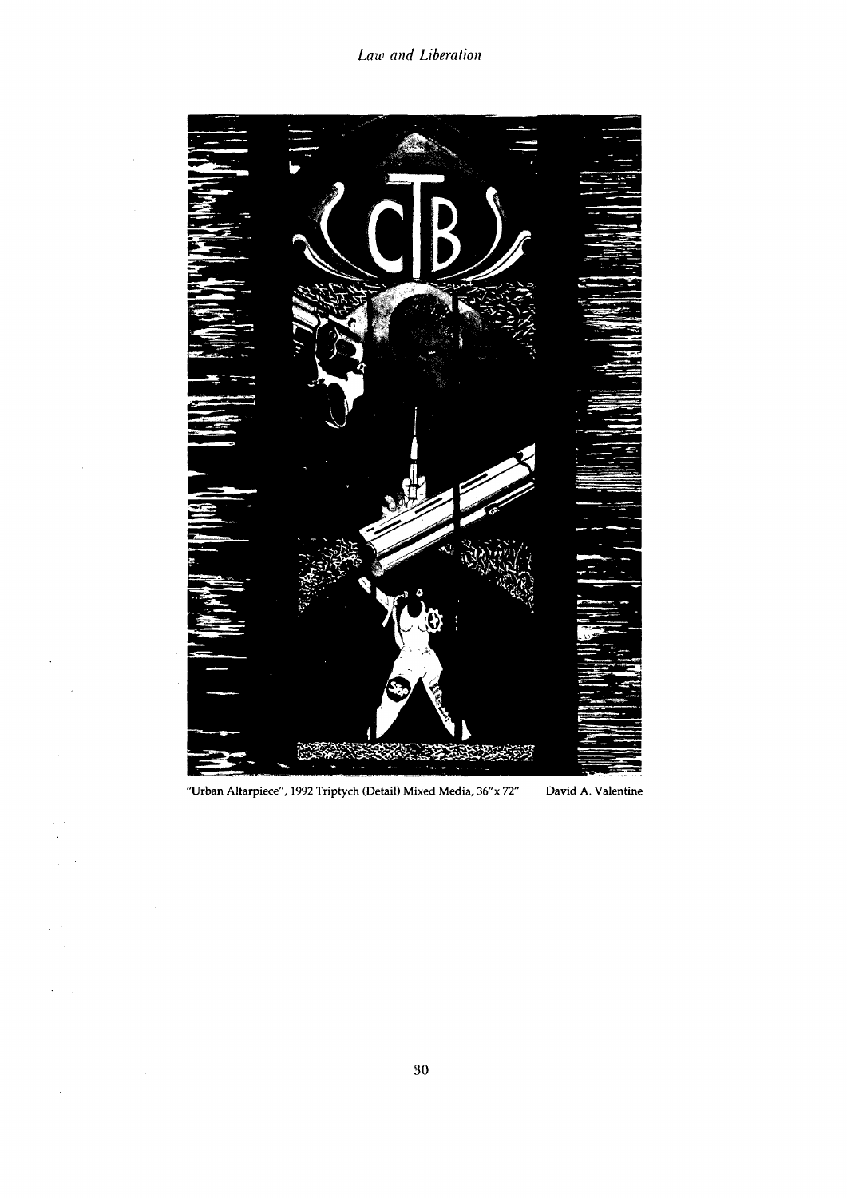"Urban Altarpiece", 1992 Triptych (Detail) Mixed Media, 36"x 72" David A. Valentine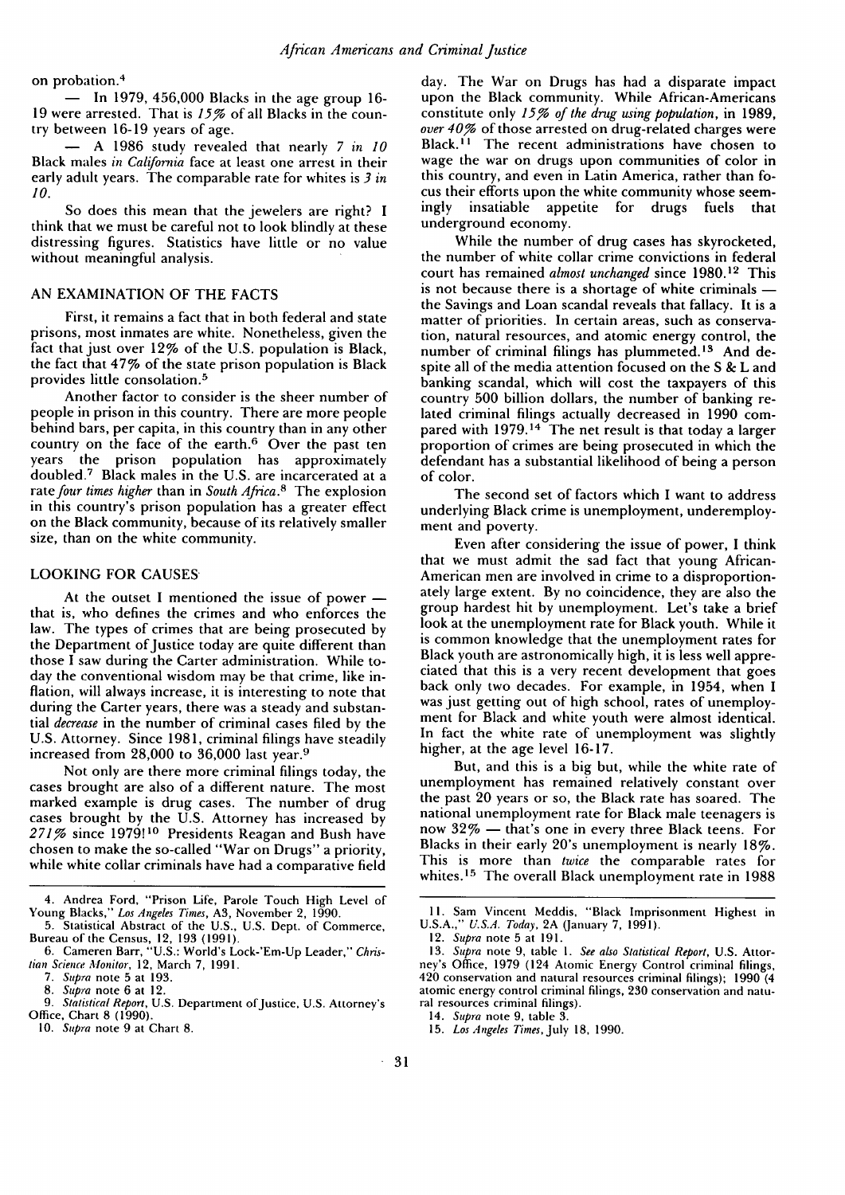on probation.[4]

— In 1979, 456,000 Blacks in the age group 16-19 were arrested. That is *15%* of all Blacks in the country between 16-19 years of age.

— A 1986 study revealed that nearly *7 in 10* Black males *in California* face at least one arrest in their early adult years. The comparable rate for whites is *3 in 10*.

So does this mean that the jewelers are right? I think that we must be careful not to look blindly at these distressing figures. Statistics have little or no value without meaningful analysis.

## AN EXAMINATION OF THE FACTS

First, it remains a fact that in both federal and state prisons, most inmates are white. Nonetheless, given the fact that just over 12% of the U.S. population is Black, the fact that 47% of the state prison population is Black provides little consolation.[5]

Another factor to consider is the sheer number of people in prison in this country. There are more people behind bars, per capita, in this country than in any other country on the face of the earth.[6] Over the past ten years the prison population has approximately doubled.[7] Black males in the U.S. are incarcerated at a rate *four times higher* than in *South Africa*.[8] The explosion in this country's prison population has a greater effect on the Black community, because of its relatively smaller size, than on the white community.

## LOOKING FOR CAUSES

At the outset I mentioned the issue of power — that is, who defines the crimes and who enforces the law. The types of crimes that are being prosecuted by the Department of Justice today are quite different than those I saw during the Carter administration. While today the conventional wisdom may be that crime, like inflation, will always increase, it is interesting to note that during the Carter years, there was a steady and substantial *decrease* in the number of criminal cases filed by the U.S. Attorney. Since 1981, criminal filings have steadily increased from 28,000 to 36,000 last year.[9]

Not only are there more criminal filings today, the cases brought are also of a different nature. The most marked example is drug cases. The number of drug cases brought by the U.S. Attorney has increased by *271%* since 1979![10] Presidents Reagan and Bush have chosen to make the so-called "War on Drugs" a priority, while white collar criminals have had a comparative field day. The War on Drugs has had a disparate impact upon the Black community. While African-Americans constitute only *15% of the drug using population*, in 1989, *over 40%* of those arrested on drug-related charges were Black.[11] The recent administrations have chosen to wage the war on drugs upon communities of color in this country, and even in Latin America, rather than focus their efforts upon the white community whose seemingly insatiable appetite for drugs fuels that underground economy.

While the number of drug cases has skyrocketed, the number of white collar crime convictions in federal court has remained *almost unchanged* since 1980.[12] This is not because there is a shortage of white criminals — the Savings and Loan scandal reveals that fallacy. It is a matter of priorities. In certain areas, such as conservation, natural resources, and atomic energy control, the number of criminal filings has plummeted.[13] And despite all of the media attention focused on the S & L and banking scandal, which will cost the taxpayers of this country 500 billion dollars, the number of banking related criminal filings actually decreased in 1990 compared with 1979.[14] The net result is that today a larger proportion of crimes are being prosecuted in which the defendant has a substantial likelihood of being a person of color.

The second set of factors which I want to address underlying Black crime is unemployment, underemployment and poverty.

Even after considering the issue of power, I think that we must admit the sad fact that young African-American men are involved in crime to a disproportionately large extent. By no coincidence, they are also the group hardest hit by unemployment. Let's take a brief look at the unemployment rate for Black youth. While it is common knowledge that the unemployment rates for Black youth are astronomically high, it is less well appreciated that this is a very recent development that goes back only two decades. For example, in 1954, when I was just getting out of high school, rates of unemployment for Black and white youth were almost identical. In fact the white rate of unemployment was slightly higher, at the age level 16-17.

But, and this is a big but, while the white rate of unemployment has remained relatively constant over the past 20 years or so, the Black rate has soared. The national unemployment rate for Black male teenagers is now 32% — that's one in every three Black teens. For Blacks in their early 20's unemployment is nearly 18%. This is more than *twice* the comparable rates for whites.[15] The overall Black unemployment rate in 1988

---

4. Andrea Ford, "Prison Life, Parole Touch High Level of Young Blacks," *Los Angeles Times*, A3, November 2, 1990.

5. Statistical Abstract of the U.S., U.S. Dept. of Commerce, Bureau of the Census, 12, 193 (1991).

6. Cameren Barr, "U.S.: World's Lock-'Em-Up Leader," *Christian Science Monitor*, 12, March 7, 1991.

7. *Supra* note 5 at 193.

8. *Supra* note 6 at 12.

9. *Statistical Report*, U.S. Department of Justice, U.S. Attorney's Office, Chart 8 (1990).

10. *Supra* note 9 at Chart 8.

11. Sam Vincent Meddis, "Black Imprisonment Highest in U.S.A.," *U.S.A. Today*, 2A (January 7, 1991).

12. *Supra* note 5 at 191.

13. *Supra* note 9, table 1. *See also Statistical Report*, U.S. Attorney's Office, 1979 (124 Atomic Energy Control criminal filings, 420 conservation and natural resources criminal filings); 1990 (4 atomic energy control criminal filings, 230 conservation and natural resources criminal filings).

14. *Supra* note 9, table 3.

15. *Los Angeles Times*, July 18, 1990.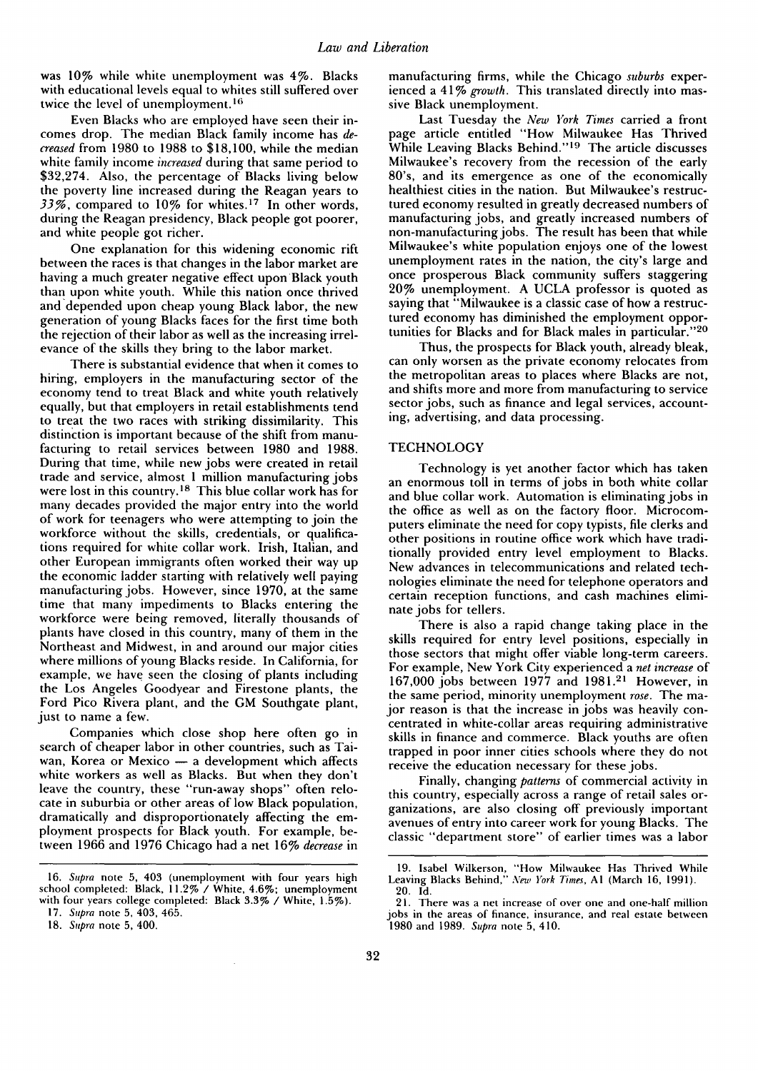was 10% while white unemployment was 4%. Blacks with educational levels equal to whites still suffered over twice the level of unemployment.[16]

Even Blacks who are employed have seen their incomes drop. The median Black family income has *decreased* from 1980 to 1988 to $18,100, while the median white family income *increased* during that same period to $32,274. Also, the percentage of Blacks living below the poverty line increased during the Reagan years to *33%*, compared to 10% for whites.[17] In other words, during the Reagan presidency, Black people got poorer, and white people got richer.

One explanation for this widening economic rift between the races is that changes in the labor market are having a much greater negative effect upon Black youth than upon white youth. While this nation once thrived and depended upon cheap young Black labor, the new generation of young Blacks faces for the first time both the rejection of their labor as well as the increasing irrelevance of the skills they bring to the labor market.

There is substantial evidence that when it comes to hiring, employers in the manufacturing sector of the economy tend to treat Black and white youth relatively equally, but that employers in retail establishments tend to treat the two races with striking dissimilarity. This distinction is important because of the shift from manufacturing to retail services between 1980 and 1988. During that time, while new jobs were created in retail trade and service, almost 1 million manufacturing jobs were lost in this country.[18] This blue collar work has for many decades provided the major entry into the world of work for teenagers who were attempting to join the workforce without the skills, credentials, or qualifications required for white collar work. Irish, Italian, and other European immigrants often worked their way up the economic ladder starting with relatively well paying manufacturing jobs. However, since 1970, at the same time that many impediments to Blacks entering the workforce were being removed, literally thousands of plants have closed in this country, many of them in the Northeast and Midwest, in and around our major cities where millions of young Blacks reside. In California, for example, we have seen the closing of plants including the Los Angeles Goodyear and Firestone plants, the Ford Pico Rivera plant, and the GM Southgate plant, just to name a few.

Companies which close shop here often go in search of cheaper labor in other countries, such as Taiwan, Korea or Mexico — a development which affects white workers as well as Blacks. But when they don't leave the country, these "run-away shops" often relocate in suburbia or other areas of low Black population, dramatically and disproportionately affecting the employment prospects for Black youth. For example, between 1966 and 1976 Chicago had a net 16% *decrease* in manufacturing firms, while the Chicago *suburbs* experienced a 41% *growth*. This translated directly into massive Black unemployment.

Last Tuesday the *New York Times* carried a front page article entitled "How Milwaukee Has Thrived While Leaving Blacks Behind."[19] The article discusses Milwaukee's recovery from the recession of the early 80's, and its emergence as one of the economically healthiest cities in the nation. But Milwaukee's restructured economy resulted in greatly decreased numbers of manufacturing jobs, and greatly increased numbers of non-manufacturing jobs. The result has been that while Milwaukee's white population enjoys one of the lowest unemployment rates in the nation, the city's large and once prosperous Black community suffers staggering 20% unemployment. A UCLA professor is quoted as saying that "Milwaukee is a classic case of how a restructured economy has diminished the employment opportunities for Blacks and for Black males in particular."[20]

Thus, the prospects for Black youth, already bleak, can only worsen as the private economy relocates from the metropolitan areas to places where Blacks are not, and shifts more and more from manufacturing to service sector jobs, such as finance and legal services, accounting, advertising, and data processing.

## TECHNOLOGY

Technology is yet another factor which has taken an enormous toll in terms of jobs in both white collar and blue collar work. Automation is eliminating jobs in the office as well as on the factory floor. Microcomputers eliminate the need for copy typists, file clerks and other positions in routine office work which have traditionally provided entry level employment to Blacks. New advances in telecommunications and related technologies eliminate the need for telephone operators and certain reception functions, and cash machines eliminate jobs for tellers.

There is also a rapid change taking place in the skills required for entry level positions, especially in those sectors that might offer viable long-term careers. For example, New York City experienced a *net increase* of 167,000 jobs between 1977 and 1981.[21] However, in the same period, minority unemployment *rose*. The major reason is that the increase in jobs was heavily concentrated in white-collar areas requiring administrative skills in finance and commerce. Black youths are often trapped in poor inner cities schools where they do not receive the education necessary for these jobs.

Finally, changing *patterns* of commercial activity in this country, especially across a range of retail sales organizations, are also closing off previously important avenues of entry into career work for young Blacks. The classic "department store" of earlier times was a labor

---

16. *Supra* note 5, 403 (unemployment with four years high school completed: Black, 11.2% / White, 4.6%; unemployment with four years college completed: Black 3.3% / White, 1.5%).

17. *Supra* note 5, 403, 465.

18. *Supra* note 5, 400.

19. Isabel Wilkerson, "How Milwaukee Has Thrived While Leaving Blacks Behind," *New York Times*, A1 (March 16, 1991).

20. Id.

21. There was a net increase of over one and one-half million jobs in the areas of finance, insurance, and real estate between 1980 and 1989. *Supra* note 5, 410.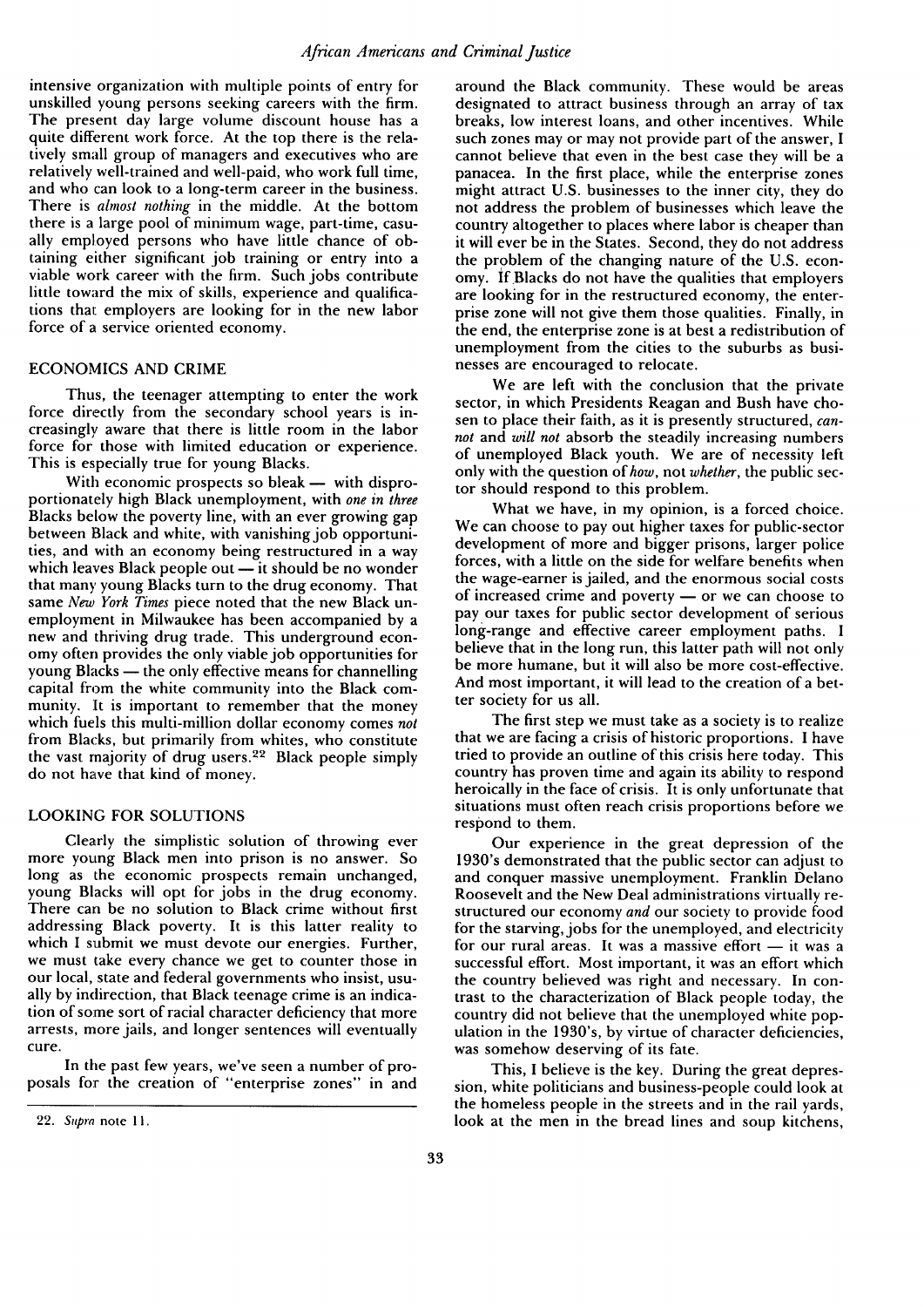intensive organization with multiple points of entry for unskilled young persons seeking careers with the firm. The present day large volume discount house has a quite different work force. At the top there is the relatively small group of managers and executives who are relatively well-trained and well-paid, who work full time, and who can look to a long-term career in the business. There is *almost nothing* in the middle. At the bottom there is a large pool of minimum wage, part-time, casually employed persons who have little chance of obtaining either significant job training or entry into a viable work career with the firm. Such jobs contribute little toward the mix of skills, experience and qualifications that employers are looking for in the new labor force of a service oriented economy.

## ECONOMICS AND CRIME

Thus, the teenager attempting to enter the work force directly from the secondary school years is increasingly aware that there is little room in the labor force for those with limited education or experience. This is especially true for young Blacks.

With economic prospects so bleak — with disproportionately high Black unemployment, with *one in three* Blacks below the poverty line, with an ever growing gap between Black and white, with vanishing job opportunities, and with an economy being restructured in a way which leaves Black people out — it should be no wonder that many young Blacks turn to the drug economy. That same *New York Times* piece noted that the new Black unemployment in Milwaukee has been accompanied by a new and thriving drug trade. This underground economy often provides the only viable job opportunities for young Blacks — the only effective means for channelling capital from the white community into the Black community. It is important to remember that the money which fuels this multi-million dollar economy comes *not* from Blacks, but primarily from whites, who constitute the vast majority of drug users.[22] Black people simply do not have that kind of money.

## LOOKING FOR SOLUTIONS

Clearly the simplistic solution of throwing ever more young Black men into prison is no answer. So long as the economic prospects remain unchanged, young Blacks will opt for jobs in the drug economy. There can be no solution to Black crime without first addressing Black poverty. It is this latter reality to which I submit we must devote our energies. Further, we must take every chance we get to counter those in our local, state and federal governments who insist, usually by indirection, that Black teenage crime is an indication of some sort of racial character deficiency that more arrests, more jails, and longer sentences will eventually cure.

In the past few years, we've seen a number of proposals for the creation of "enterprise zones" in and around the Black community. These would be areas designated to attract business through an array of tax breaks, low interest loans, and other incentives. While such zones may or may not provide part of the answer, I cannot believe that even in the best case they will be a panacea. In the first place, while the enterprise zones might attract U.S. businesses to the inner city, they do not address the problem of businesses which leave the country altogether to places where labor is cheaper than it will ever be in the States. Second, they do not address the problem of the changing nature of the U.S. economy. If Blacks do not have the qualities that employers are looking for in the restructured economy, the enterprise zone will not give them those qualities. Finally, in the end, the enterprise zone is at best a redistribution of unemployment from the cities to the suburbs as businesses are encouraged to relocate.

We are left with the conclusion that the private sector, in which Presidents Reagan and Bush have chosen to place their faith, as it is presently structured, *cannot* and *will not* absorb the steadily increasing numbers of unemployed Black youth. We are of necessity left only with the question of *how*, not *whether*, the public sector should respond to this problem.

What we have, in my opinion, is a forced choice. We can choose to pay out higher taxes for public-sector development of more and bigger prisons, larger police forces, with a little on the side for welfare benefits when the wage-earner is jailed, and the enormous social costs of increased crime and poverty — or we can choose to pay our taxes for public sector development of serious long-range and effective career employment paths. I believe that in the long run, this latter path will not only be more humane, but it will also be more cost-effective. And most important, it will lead to the creation of a better society for us all.

The first step we must take as a society is to realize that we are facing a crisis of historic proportions. I have tried to provide an outline of this crisis here today. This country has proven time and again its ability to respond heroically in the face of crisis. It is only unfortunate that situations must often reach crisis proportions before we respond to them.

Our experience in the great depression of the 1930's demonstrated that the public sector can adjust to and conquer massive unemployment. Franklin Delano Roosevelt and the New Deal administrations virtually restructured our economy *and* our society to provide food for the starving, jobs for the unemployed, and electricity for our rural areas. It was a massive effort — it was a successful effort. Most important, it was an effort which the country believed was right and necessary. In contrast to the characterization of Black people today, the country did not believe that the unemployed white population in the 1930's, by virtue of character deficiencies, was somehow deserving of its fate.

This, I believe is the key. During the great depression, white politicians and business-people could look at the homeless people in the streets and in the rail yards, look at the men in the bread lines and soup kitchens,

22. *Supra* note 11.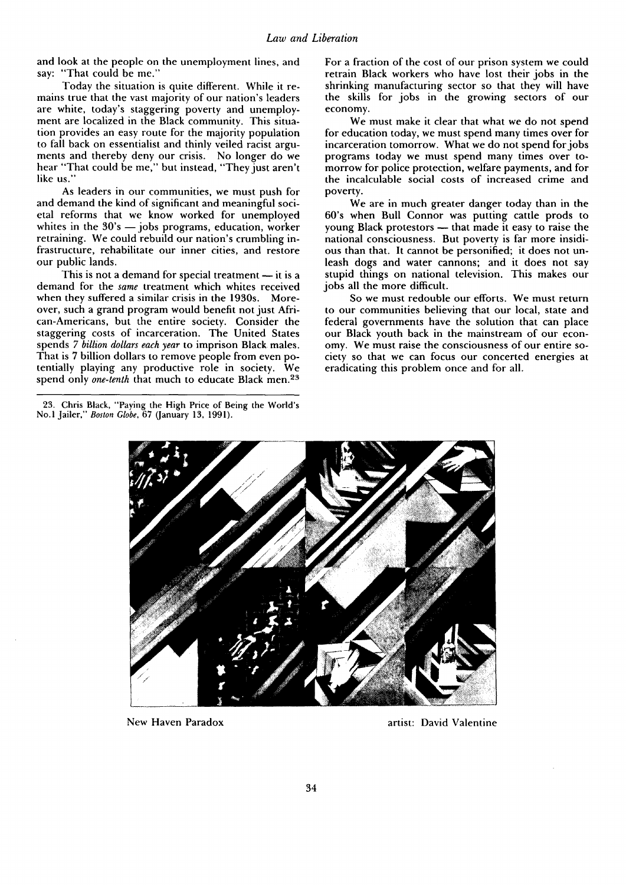and look at the people on the unemployment lines, and say: "That could be me."

Today the situation is quite different. While it remains true that the vast majority of our nation's leaders are white, today's staggering poverty and unemployment are localized in the Black community. This situation provides an easy route for the majority population to fall back on essentialist and thinly veiled racist arguments and thereby deny our crisis. No longer do we hear "That could be me," but instead, "They just aren't like us."

As leaders in our communities, we must push for and demand the kind of significant and meaningful societal reforms that we know worked for unemployed whites in the 30's — jobs programs, education, worker retraining. We could rebuild our nation's crumbling infrastructure, rehabilitate our inner cities, and restore our public lands.

This is not a demand for special treatment — it is a demand for the *same* treatment which whites received when they suffered a similar crisis in the 1930s. Moreover, such a grand program would benefit not just African-Americans, but the entire society. Consider the staggering costs of incarceration. The United States spends *7 billion dollars each year* to imprison Black males. That is 7 billion dollars to remove people from even potentially playing any productive role in society. We spend only *one-tenth* that much to educate Black men.[23] For a fraction of the cost of our prison system we could retrain Black workers who have lost their jobs in the shrinking manufacturing sector so that they will have the skills for jobs in the growing sectors of our economy.

We must make it clear that what we do not spend for education today, we must spend many times over for incarceration tomorrow. What we do not spend for jobs programs today we must spend many times over tomorrow for police protection, welfare payments, and for the incalculable social costs of increased crime and poverty.

We are in much greater danger today than in the 60's when Bull Connor was putting cattle prods to young Black protestors — that made it easy to raise the national consciousness. But poverty is far more insidious than that. It cannot be personified; it does not unleash dogs and water cannons; and it does not say stupid things on national television. This makes our jobs all the more difficult.

So we must redouble our efforts. We must return to our communities believing that our local, state and federal governments have the solution that can place our Black youth back in the mainstream of our economy. We must raise the consciousness of our entire society so that we can focus our concerted energies at eradicating this problem once and for all.

23. Chris Black, "Paying the High Price of Being the World's No.1 Jailer," *Boston Globe*, 67 (January 13, 1991).

New Haven Paradox — artist: David Valentine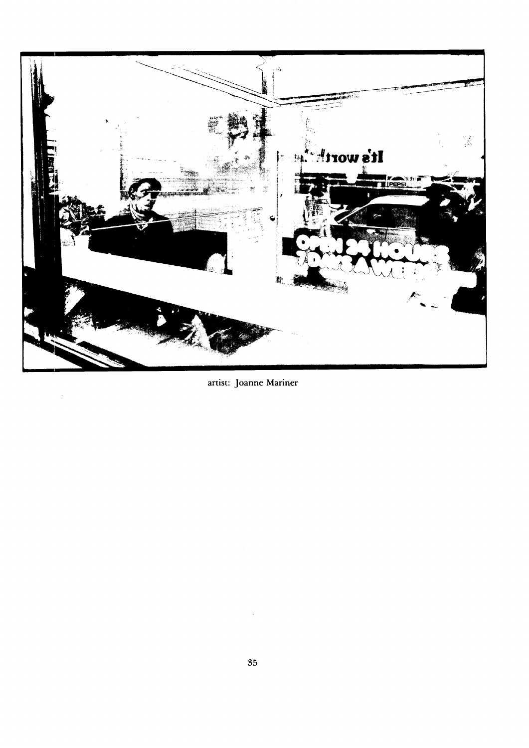artist: Joanne Mariner